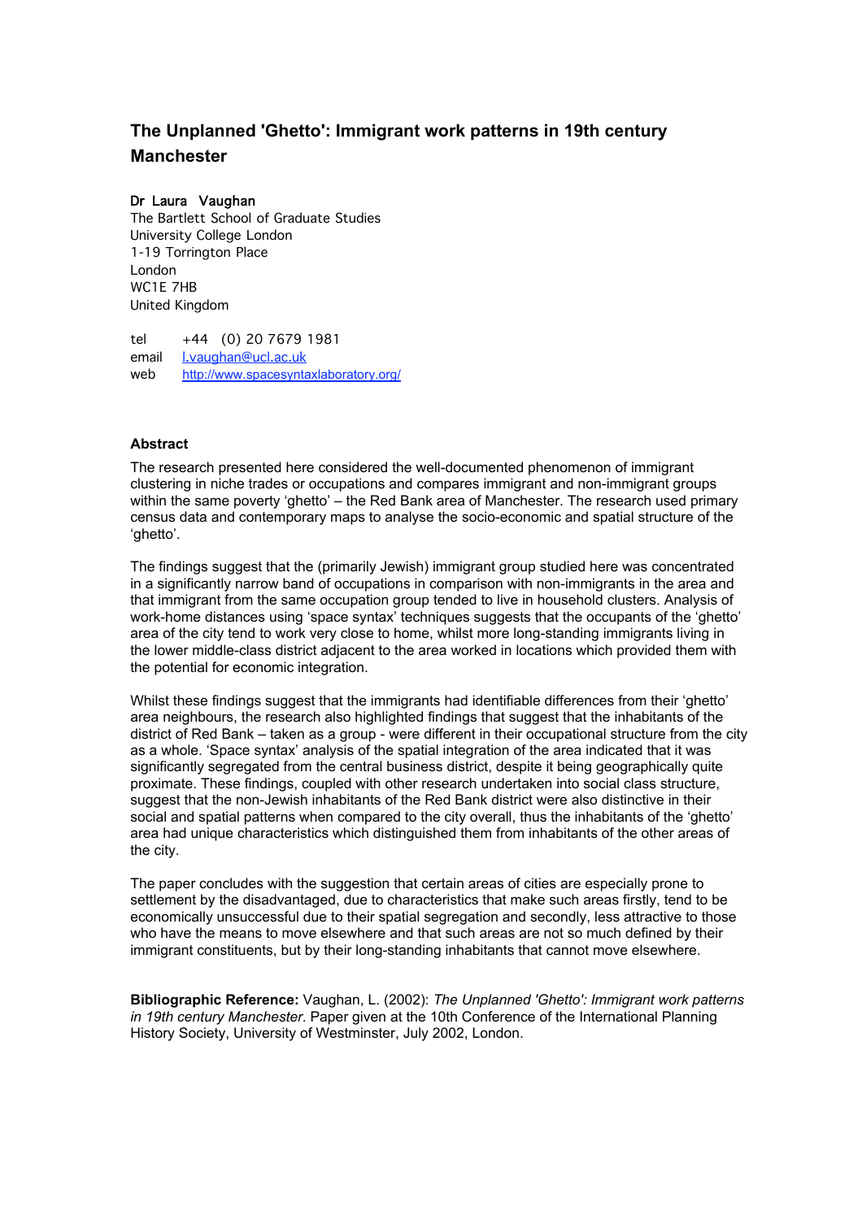# The Unplanned 'Ghetto': Immigrant work patterns in 19th century Manchester

**Dr Laura Vaughan**
The Bartlett School of Graduate Studies
University College London
1-19 Torrington Place
London
WC1E 7HB
United Kingdom

tel +44 (0) 20 7679 1981
email l.vaughan@ucl.ac.uk
web http://www.spacesyntaxlaboratory.org/

## Abstract

The research presented here considered the well-documented phenomenon of immigrant clustering in niche trades or occupations and compares immigrant and non-immigrant groups within the same poverty 'ghetto' – the Red Bank area of Manchester. The research used primary census data and contemporary maps to analyse the socio-economic and spatial structure of the 'ghetto'.

The findings suggest that the (primarily Jewish) immigrant group studied here was concentrated in a significantly narrow band of occupations in comparison with non-immigrants in the area and that immigrant from the same occupation group tended to live in household clusters. Analysis of work-home distances using 'space syntax' techniques suggests that the occupants of the 'ghetto' area of the city tend to work very close to home, whilst more long-standing immigrants living in the lower middle-class district adjacent to the area worked in locations which provided them with the potential for economic integration.

Whilst these findings suggest that the immigrants had identifiable differences from their 'ghetto' area neighbours, the research also highlighted findings that suggest that the inhabitants of the district of Red Bank – taken as a group - were different in their occupational structure from the city as a whole. 'Space syntax' analysis of the spatial integration of the area indicated that it was significantly segregated from the central business district, despite it being geographically quite proximate. These findings, coupled with other research undertaken into social class structure, suggest that the non-Jewish inhabitants of the Red Bank district were also distinctive in their social and spatial patterns when compared to the city overall, thus the inhabitants of the 'ghetto' area had unique characteristics which distinguished them from inhabitants of the other areas of the city.

The paper concludes with the suggestion that certain areas of cities are especially prone to settlement by the disadvantaged, due to characteristics that make such areas firstly, tend to be economically unsuccessful due to their spatial segregation and secondly, less attractive to those who have the means to move elsewhere and that such areas are not so much defined by their immigrant constituents, but by their long-standing inhabitants that cannot move elsewhere.

**Bibliographic Reference:** Vaughan, L. (2002): *The Unplanned 'Ghetto': Immigrant work patterns in 19th century Manchester*. Paper given at the 10th Conference of the International Planning History Society, University of Westminster, July 2002, London.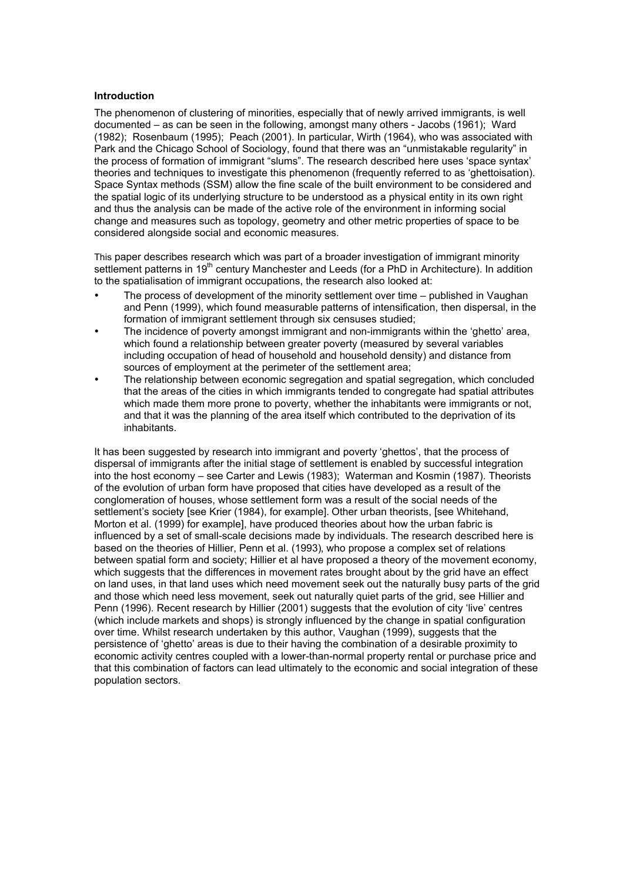**Introduction**

The phenomenon of clustering of minorities, especially that of newly arrived immigrants, is well documented – as can be seen in the following, amongst many others - Jacobs (1961); Ward (1982); Rosenbaum (1995); Peach (2001). In particular, Wirth (1964), who was associated with Park and the Chicago School of Sociology, found that there was an "unmistakable regularity" in the process of formation of immigrant "slums". The research described here uses 'space syntax' theories and techniques to investigate this phenomenon (frequently referred to as 'ghettoisation). Space Syntax methods (SSM) allow the fine scale of the built environment to be considered and the spatial logic of its underlying structure to be understood as a physical entity in its own right and thus the analysis can be made of the active role of the environment in informing social change and measures such as topology, geometry and other metric properties of space to be considered alongside social and economic measures.

This paper describes research which was part of a broader investigation of immigrant minority settlement patterns in 19th century Manchester and Leeds (for a PhD in Architecture). In addition to the spatialisation of immigrant occupations, the research also looked at:

- The process of development of the minority settlement over time – published in Vaughan and Penn (1999), which found measurable patterns of intensification, then dispersal, in the formation of immigrant settlement through six censuses studied;
- The incidence of poverty amongst immigrant and non-immigrants within the 'ghetto' area, which found a relationship between greater poverty (measured by several variables including occupation of head of household and household density) and distance from sources of employment at the perimeter of the settlement area;
- The relationship between economic segregation and spatial segregation, which concluded that the areas of the cities in which immigrants tended to congregate had spatial attributes which made them more prone to poverty, whether the inhabitants were immigrants or not, and that it was the planning of the area itself which contributed to the deprivation of its inhabitants.

It has been suggested by research into immigrant and poverty 'ghettos', that the process of dispersal of immigrants after the initial stage of settlement is enabled by successful integration into the host economy – see Carter and Lewis (1983); Waterman and Kosmin (1987). Theorists of the evolution of urban form have proposed that cities have developed as a result of the conglomeration of houses, whose settlement form was a result of the social needs of the settlement's society [see Krier (1984), for example]. Other urban theorists, [see Whitehand, Morton et al. (1999) for example], have produced theories about how the urban fabric is influenced by a set of small-scale decisions made by individuals. The research described here is based on the theories of Hillier, Penn et al. (1993), who propose a complex set of relations between spatial form and society; Hillier et al have proposed a theory of the movement economy, which suggests that the differences in movement rates brought about by the grid have an effect on land uses, in that land uses which need movement seek out the naturally busy parts of the grid and those which need less movement, seek out naturally quiet parts of the grid, see Hillier and Penn (1996). Recent research by Hillier (2001) suggests that the evolution of city 'live' centres (which include markets and shops) is strongly influenced by the change in spatial configuration over time. Whilst research undertaken by this author, Vaughan (1999), suggests that the persistence of 'ghetto' areas is due to their having the combination of a desirable proximity to economic activity centres coupled with a lower-than-normal property rental or purchase price and that this combination of factors can lead ultimately to the economic and social integration of these population sectors.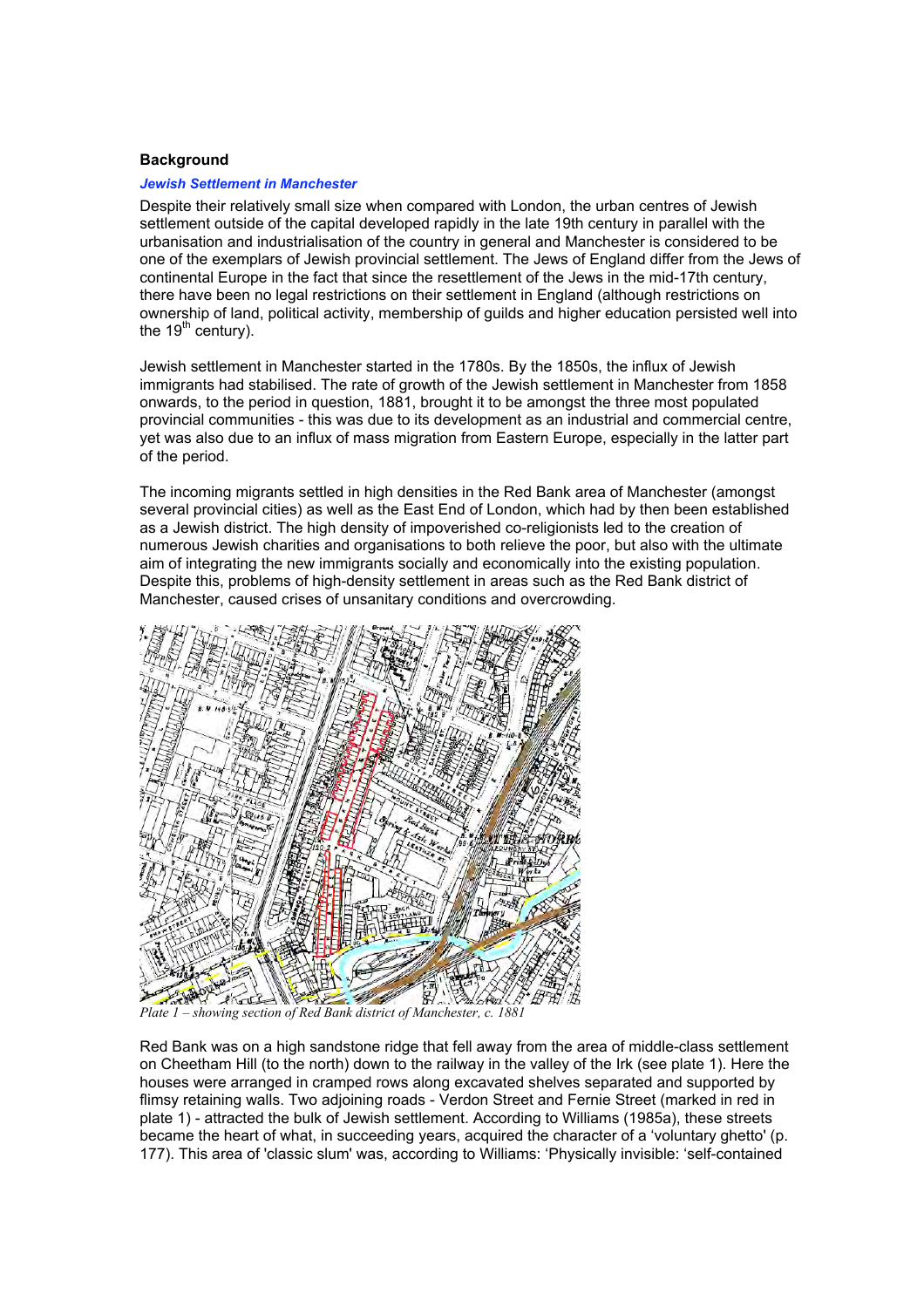## Background

***Jewish Settlement in Manchester***

Despite their relatively small size when compared with London, the urban centres of Jewish settlement outside of the capital developed rapidly in the late 19th century in parallel with the urbanisation and industrialisation of the country in general and Manchester is considered to be one of the exemplars of Jewish provincial settlement. The Jews of England differ from the Jews of continental Europe in the fact that since the resettlement of the Jews in the mid-17th century, there have been no legal restrictions on their settlement in England (although restrictions on ownership of land, political activity, membership of guilds and higher education persisted well into the 19th century).

Jewish settlement in Manchester started in the 1780s. By the 1850s, the influx of Jewish immigrants had stabilised. The rate of growth of the Jewish settlement in Manchester from 1858 onwards, to the period in question, 1881, brought it to be amongst the three most populated provincial communities - this was due to its development as an industrial and commercial centre, yet was also due to an influx of mass migration from Eastern Europe, especially in the latter part of the period.

The incoming migrants settled in high densities in the Red Bank area of Manchester (amongst several provincial cities) as well as the East End of London, which had by then been established as a Jewish district. The high density of impoverished co-religionists led to the creation of numerous Jewish charities and organisations to both relieve the poor, but also with the ultimate aim of integrating the new immigrants socially and economically into the existing population. Despite this, problems of high-density settlement in areas such as the Red Bank district of Manchester, caused crises of unsanitary conditions and overcrowding.

*Plate 1 – showing section of Red Bank district of Manchester, c. 1881*

Red Bank was on a high sandstone ridge that fell away from the area of middle-class settlement on Cheetham Hill (to the north) down to the railway in the valley of the Irk (see plate 1). Here the houses were arranged in cramped rows along excavated shelves separated and supported by flimsy retaining walls. Two adjoining roads - Verdon Street and Fernie Street (marked in red in plate 1) - attracted the bulk of Jewish settlement. According to Williams (1985a), these streets became the heart of what, in succeeding years, acquired the character of a 'voluntary ghetto' (p. 177). This area of 'classic slum' was, according to Williams: 'Physically invisible: 'self-contained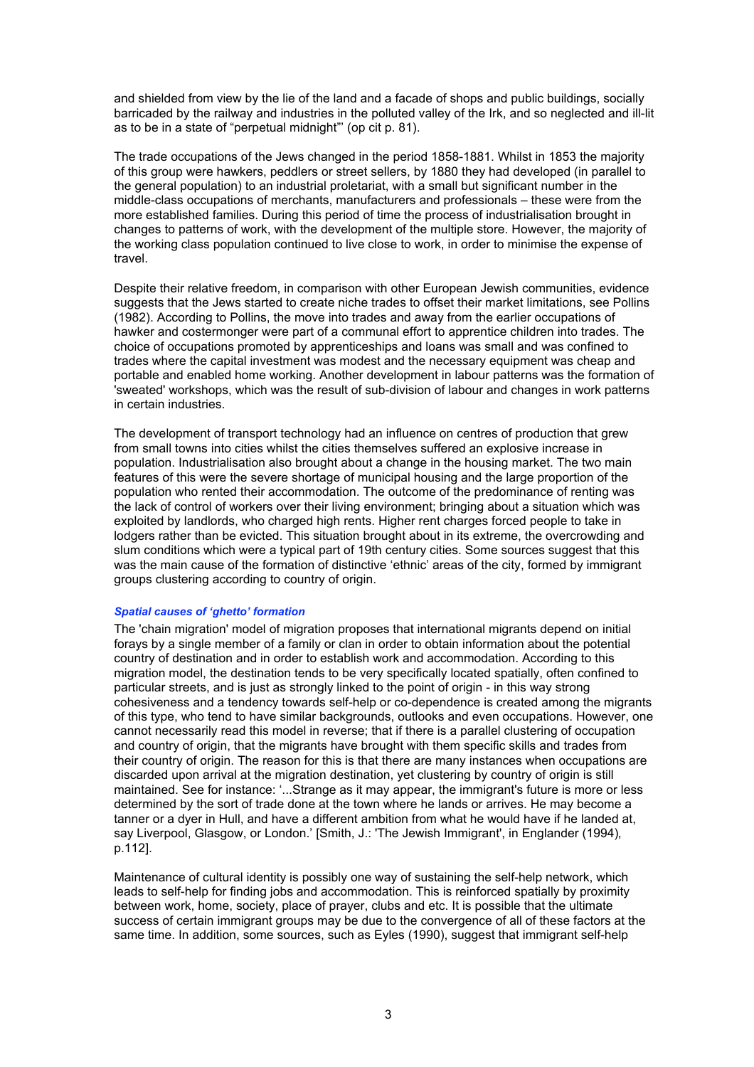and shielded from view by the lie of the land and a facade of shops and public buildings, socially barricaded by the railway and industries in the polluted valley of the Irk, and so neglected and ill-lit as to be in a state of "perpetual midnight"' (op cit p. 81).

The trade occupations of the Jews changed in the period 1858-1881. Whilst in 1853 the majority of this group were hawkers, peddlers or street sellers, by 1880 they had developed (in parallel to the general population) to an industrial proletariat, with a small but significant number in the middle-class occupations of merchants, manufacturers and professionals – these were from the more established families. During this period of time the process of industrialisation brought in changes to patterns of work, with the development of the multiple store. However, the majority of the working class population continued to live close to work, in order to minimise the expense of travel.

Despite their relative freedom, in comparison with other European Jewish communities, evidence suggests that the Jews started to create niche trades to offset their market limitations, see Pollins (1982). According to Pollins, the move into trades and away from the earlier occupations of hawker and costermonger were part of a communal effort to apprentice children into trades. The choice of occupations promoted by apprenticeships and loans was small and was confined to trades where the capital investment was modest and the necessary equipment was cheap and portable and enabled home working. Another development in labour patterns was the formation of 'sweated' workshops, which was the result of sub-division of labour and changes in work patterns in certain industries.

The development of transport technology had an influence on centres of production that grew from small towns into cities whilst the cities themselves suffered an explosive increase in population. Industrialisation also brought about a change in the housing market. The two main features of this were the severe shortage of municipal housing and the large proportion of the population who rented their accommodation. The outcome of the predominance of renting was the lack of control of workers over their living environment; bringing about a situation which was exploited by landlords, who charged high rents. Higher rent charges forced people to take in lodgers rather than be evicted. This situation brought about in its extreme, the overcrowding and slum conditions which were a typical part of 19th century cities. Some sources suggest that this was the main cause of the formation of distinctive 'ethnic' areas of the city, formed by immigrant groups clustering according to country of origin.

#### *Spatial causes of 'ghetto' formation*

The 'chain migration' model of migration proposes that international migrants depend on initial forays by a single member of a family or clan in order to obtain information about the potential country of destination and in order to establish work and accommodation. According to this migration model, the destination tends to be very specifically located spatially, often confined to particular streets, and is just as strongly linked to the point of origin - in this way strong cohesiveness and a tendency towards self-help or co-dependence is created among the migrants of this type, who tend to have similar backgrounds, outlooks and even occupations. However, one cannot necessarily read this model in reverse; that if there is a parallel clustering of occupation and country of origin, that the migrants have brought with them specific skills and trades from their country of origin. The reason for this is that there are many instances when occupations are discarded upon arrival at the migration destination, yet clustering by country of origin is still maintained. See for instance: '...Strange as it may appear, the immigrant's future is more or less determined by the sort of trade done at the town where he lands or arrives. He may become a tanner or a dyer in Hull, and have a different ambition from what he would have if he landed at, say Liverpool, Glasgow, or London.' [Smith, J.: 'The Jewish Immigrant', in Englander (1994), p.112].

Maintenance of cultural identity is possibly one way of sustaining the self-help network, which leads to self-help for finding jobs and accommodation. This is reinforced spatially by proximity between work, home, society, place of prayer, clubs and etc. It is possible that the ultimate success of certain immigrant groups may be due to the convergence of all of these factors at the same time. In addition, some sources, such as Eyles (1990), suggest that immigrant self-help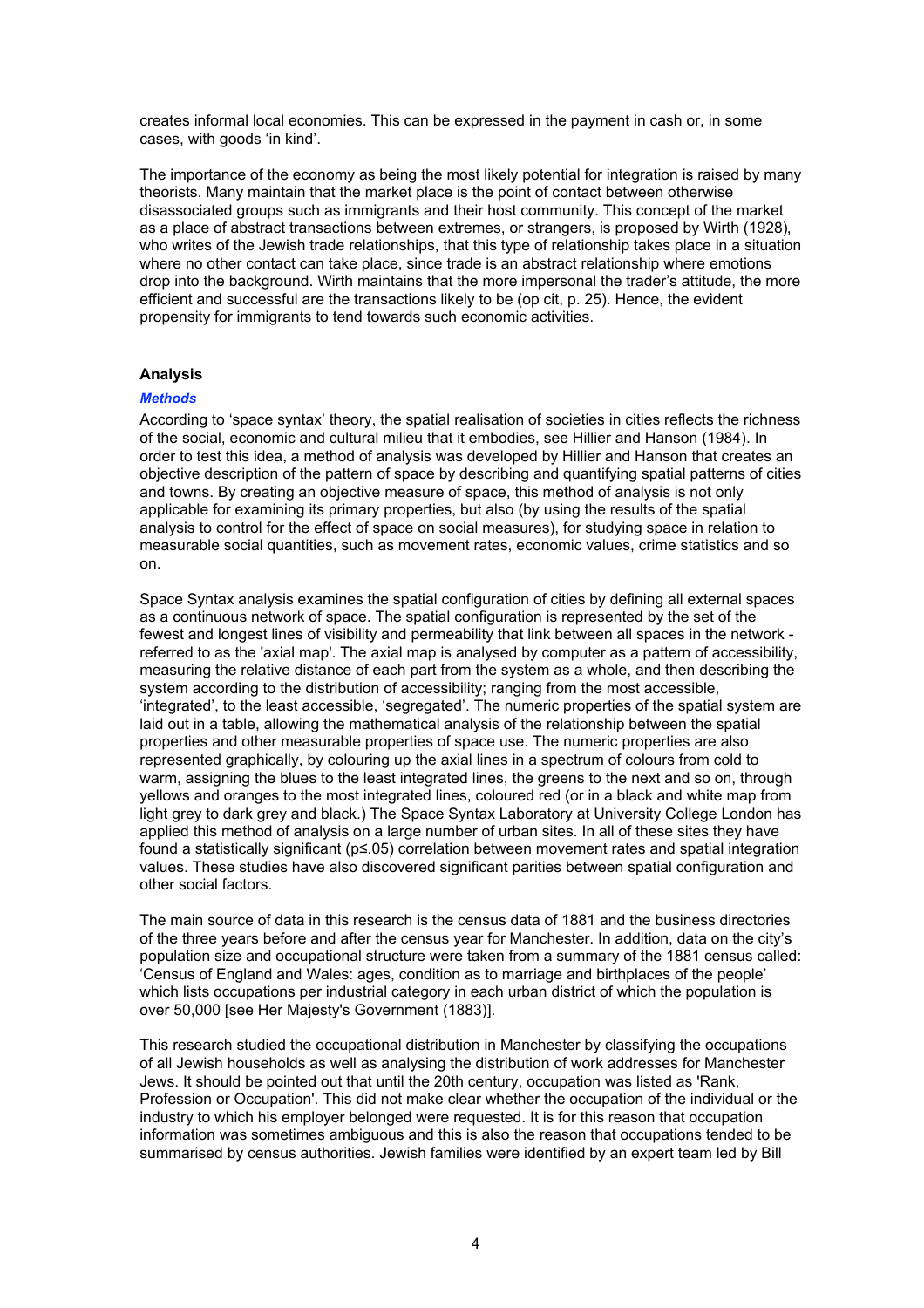creates informal local economies. This can be expressed in the payment in cash or, in some cases, with goods 'in kind'.

The importance of the economy as being the most likely potential for integration is raised by many theorists. Many maintain that the market place is the point of contact between otherwise disassociated groups such as immigrants and their host community. This concept of the market as a place of abstract transactions between extremes, or strangers, is proposed by Wirth (1928), who writes of the Jewish trade relationships, that this type of relationship takes place in a situation where no other contact can take place, since trade is an abstract relationship where emotions drop into the background. Wirth maintains that the more impersonal the trader's attitude, the more efficient and successful are the transactions likely to be (op cit, p. 25). Hence, the evident propensity for immigrants to tend towards such economic activities.

## Analysis

### *Methods*

According to 'space syntax' theory, the spatial realisation of societies in cities reflects the richness of the social, economic and cultural milieu that it embodies, see Hillier and Hanson (1984). In order to test this idea, a method of analysis was developed by Hillier and Hanson that creates an objective description of the pattern of space by describing and quantifying spatial patterns of cities and towns. By creating an objective measure of space, this method of analysis is not only applicable for examining its primary properties, but also (by using the results of the spatial analysis to control for the effect of space on social measures), for studying space in relation to measurable social quantities, such as movement rates, economic values, crime statistics and so on.

Space Syntax analysis examines the spatial configuration of cities by defining all external spaces as a continuous network of space. The spatial configuration is represented by the set of the fewest and longest lines of visibility and permeability that link between all spaces in the network - referred to as the 'axial map'. The axial map is analysed by computer as a pattern of accessibility, measuring the relative distance of each part from the system as a whole, and then describing the system according to the distribution of accessibility; ranging from the most accessible, 'integrated', to the least accessible, 'segregated'. The numeric properties of the spatial system are laid out in a table, allowing the mathematical analysis of the relationship between the spatial properties and other measurable properties of space use. The numeric properties are also represented graphically, by colouring up the axial lines in a spectrum of colours from cold to warm, assigning the blues to the least integrated lines, the greens to the next and so on, through yellows and oranges to the most integrated lines, coloured red (or in a black and white map from light grey to dark grey and black.) The Space Syntax Laboratory at University College London has applied this method of analysis on a large number of urban sites. In all of these sites they have found a statistically significant ($p \leq .05$) correlation between movement rates and spatial integration values. These studies have also discovered significant parities between spatial configuration and other social factors.

The main source of data in this research is the census data of 1881 and the business directories of the three years before and after the census year for Manchester. In addition, data on the city's population size and occupational structure were taken from a summary of the 1881 census called: 'Census of England and Wales: ages, condition as to marriage and birthplaces of the people' which lists occupations per industrial category in each urban district of which the population is over 50,000 [see Her Majesty's Government (1883)].

This research studied the occupational distribution in Manchester by classifying the occupations of all Jewish households as well as analysing the distribution of work addresses for Manchester Jews. It should be pointed out that until the 20th century, occupation was listed as 'Rank, Profession or Occupation'. This did not make clear whether the occupation of the individual or the industry to which his employer belonged were requested. It is for this reason that occupation information was sometimes ambiguous and this is also the reason that occupations tended to be summarised by census authorities. Jewish families were identified by an expert team led by Bill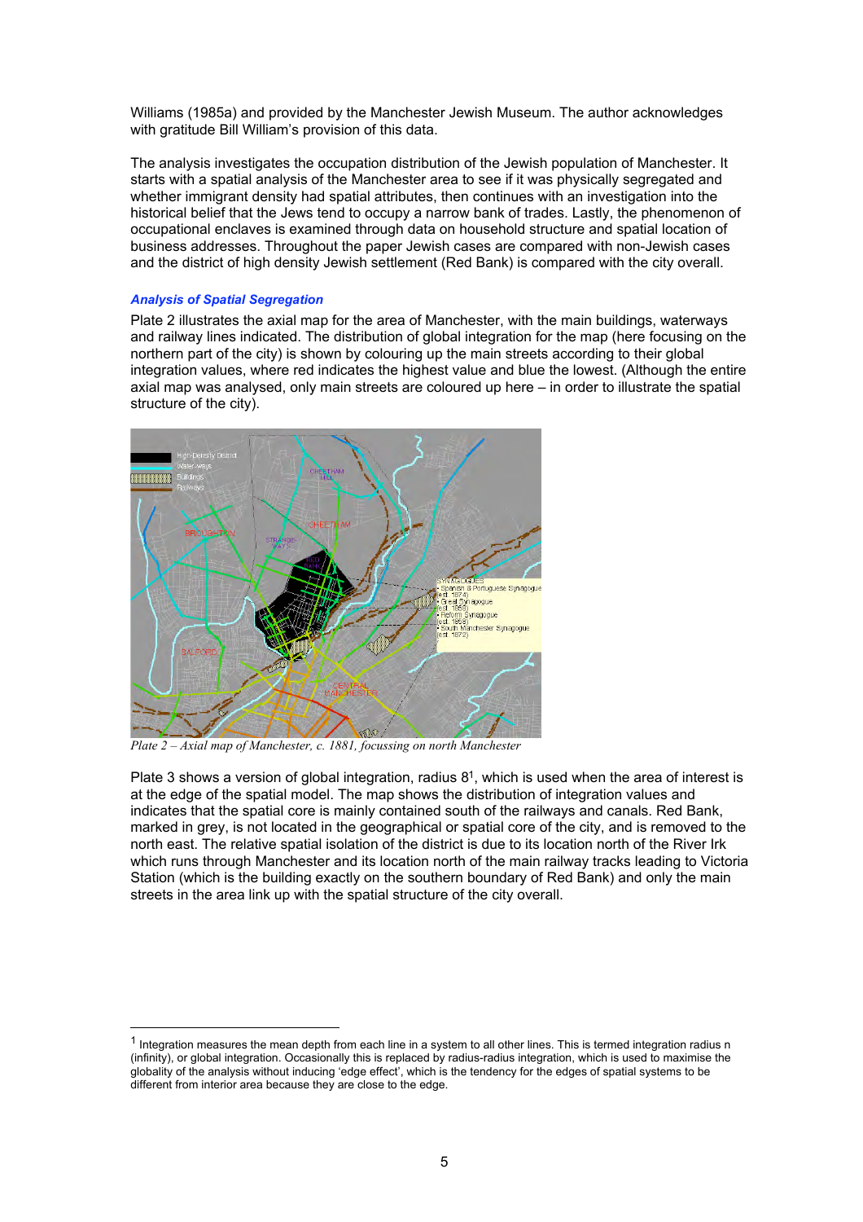Williams (1985a) and provided by the Manchester Jewish Museum. The author acknowledges with gratitude Bill William's provision of this data.

The analysis investigates the occupation distribution of the Jewish population of Manchester. It starts with a spatial analysis of the Manchester area to see if it was physically segregated and whether immigrant density had spatial attributes, then continues with an investigation into the historical belief that the Jews tend to occupy a narrow bank of trades. Lastly, the phenomenon of occupational enclaves is examined through data on household structure and spatial location of business addresses. Throughout the paper Jewish cases are compared with non-Jewish cases and the district of high density Jewish settlement (Red Bank) is compared with the city overall.

### *Analysis of Spatial Segregation*

Plate 2 illustrates the axial map for the area of Manchester, with the main buildings, waterways and railway lines indicated. The distribution of global integration for the map (here focusing on the northern part of the city) is shown by colouring up the main streets according to their global integration values, where red indicates the highest value and blue the lowest. (Although the entire axial map was analysed, only main streets are coloured up here – in order to illustrate the spatial structure of the city).

*Plate 2 – Axial map of Manchester, c. 1881, focussing on north Manchester*

Plate 3 shows a version of global integration, radius 8[1], which is used when the area of interest is at the edge of the spatial model. The map shows the distribution of integration values and indicates that the spatial core is mainly contained south of the railways and canals. Red Bank, marked in grey, is not located in the geographical or spatial core of the city, and is removed to the north east. The relative spatial isolation of the district is due to its location north of the River Irk which runs through Manchester and its location north of the main railway tracks leading to Victoria Station (which is the building exactly on the southern boundary of Red Bank) and only the main streets in the area link up with the spatial structure of the city overall.

[1] Integration measures the mean depth from each line in a system to all other lines. This is termed integration radius n (infinity), or global integration. Occasionally this is replaced by radius-radius integration, which is used to maximise the globality of the analysis without inducing 'edge effect', which is the tendency for the edges of spatial systems to be different from interior area because they are close to the edge.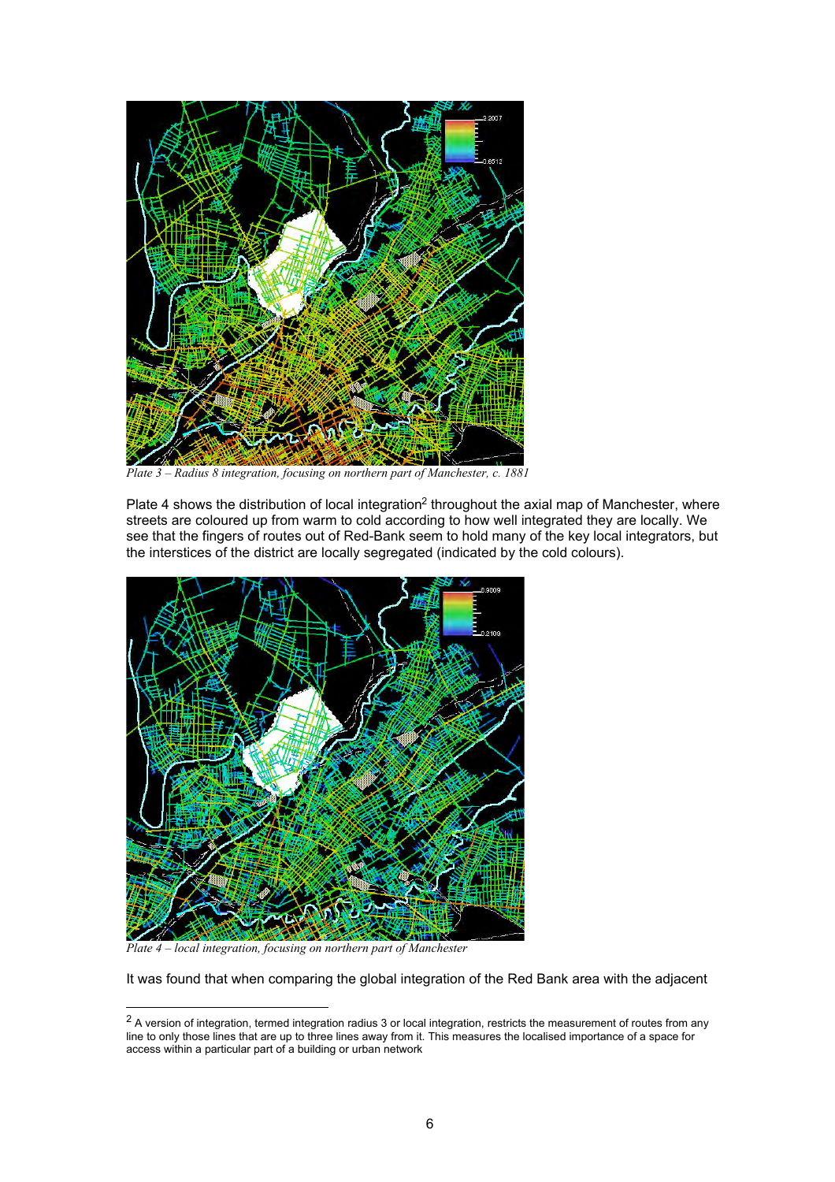*Plate 3 – Radius 8 integration, focusing on northern part of Manchester, c. 1881*

Plate 4 shows the distribution of local integration[2] throughout the axial map of Manchester, where streets are coloured up from warm to cold according to how well integrated they are locally. We see that the fingers of routes out of Red-Bank seem to hold many of the key local integrators, but the interstices of the district are locally segregated (indicated by the cold colours).

*Plate 4 – local integration, focusing on northern part of Manchester*

It was found that when comparing the global integration of the Red Bank area with the adjacent

[2] A version of integration, termed integration radius 3 or local integration, restricts the measurement of routes from any line to only those lines that are up to three lines away from it. This measures the localised importance of a space for access within a particular part of a building or urban network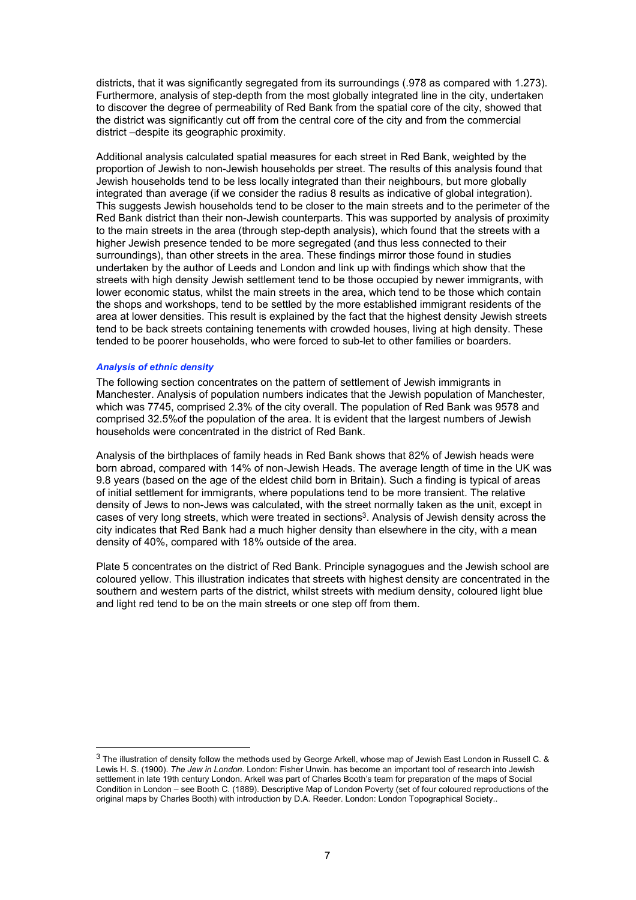districts, that it was significantly segregated from its surroundings (.978 as compared with 1.273). Furthermore, analysis of step-depth from the most globally integrated line in the city, undertaken to discover the degree of permeability of Red Bank from the spatial core of the city, showed that the district was significantly cut off from the central core of the city and from the commercial district –despite its geographic proximity.

Additional analysis calculated spatial measures for each street in Red Bank, weighted by the proportion of Jewish to non-Jewish households per street. The results of this analysis found that Jewish households tend to be less locally integrated than their neighbours, but more globally integrated than average (if we consider the radius 8 results as indicative of global integration). This suggests Jewish households tend to be closer to the main streets and to the perimeter of the Red Bank district than their non-Jewish counterparts. This was supported by analysis of proximity to the main streets in the area (through step-depth analysis), which found that the streets with a higher Jewish presence tended to be more segregated (and thus less connected to their surroundings), than other streets in the area. These findings mirror those found in studies undertaken by the author of Leeds and London and link up with findings which show that the streets with high density Jewish settlement tend to be those occupied by newer immigrants, with lower economic status, whilst the main streets in the area, which tend to be those which contain the shops and workshops, tend to be settled by the more established immigrant residents of the area at lower densities. This result is explained by the fact that the highest density Jewish streets tend to be back streets containing tenements with crowded houses, living at high density. These tended to be poorer households, who were forced to sub-let to other families or boarders.

### *Analysis of ethnic density*

The following section concentrates on the pattern of settlement of Jewish immigrants in Manchester. Analysis of population numbers indicates that the Jewish population of Manchester, which was 7745, comprised 2.3% of the city overall. The population of Red Bank was 9578 and comprised 32.5%of the population of the area. It is evident that the largest numbers of Jewish households were concentrated in the district of Red Bank.

Analysis of the birthplaces of family heads in Red Bank shows that 82% of Jewish heads were born abroad, compared with 14% of non-Jewish Heads. The average length of time in the UK was 9.8 years (based on the age of the eldest child born in Britain). Such a finding is typical of areas of initial settlement for immigrants, where populations tend to be more transient. The relative density of Jews to non-Jews was calculated, with the street normally taken as the unit, except in cases of very long streets, which were treated in sections[3]. Analysis of Jewish density across the city indicates that Red Bank had a much higher density than elsewhere in the city, with a mean density of 40%, compared with 18% outside of the area.

Plate 5 concentrates on the district of Red Bank. Principle synagogues and the Jewish school are coloured yellow. This illustration indicates that streets with highest density are concentrated in the southern and western parts of the district, whilst streets with medium density, coloured light blue and light red tend to be on the main streets or one step off from them.

[3] The illustration of density follow the methods used by George Arkell, whose map of Jewish East London in Russell C. & Lewis H. S. (1900). *The Jew in London*. London: Fisher Unwin. has become an important tool of research into Jewish settlement in late 19th century London. Arkell was part of Charles Booth's team for preparation of the maps of Social Condition in London – see Booth C. (1889). Descriptive Map of London Poverty (set of four coloured reproductions of the original maps by Charles Booth) with introduction by D.A. Reeder. London: London Topographical Society..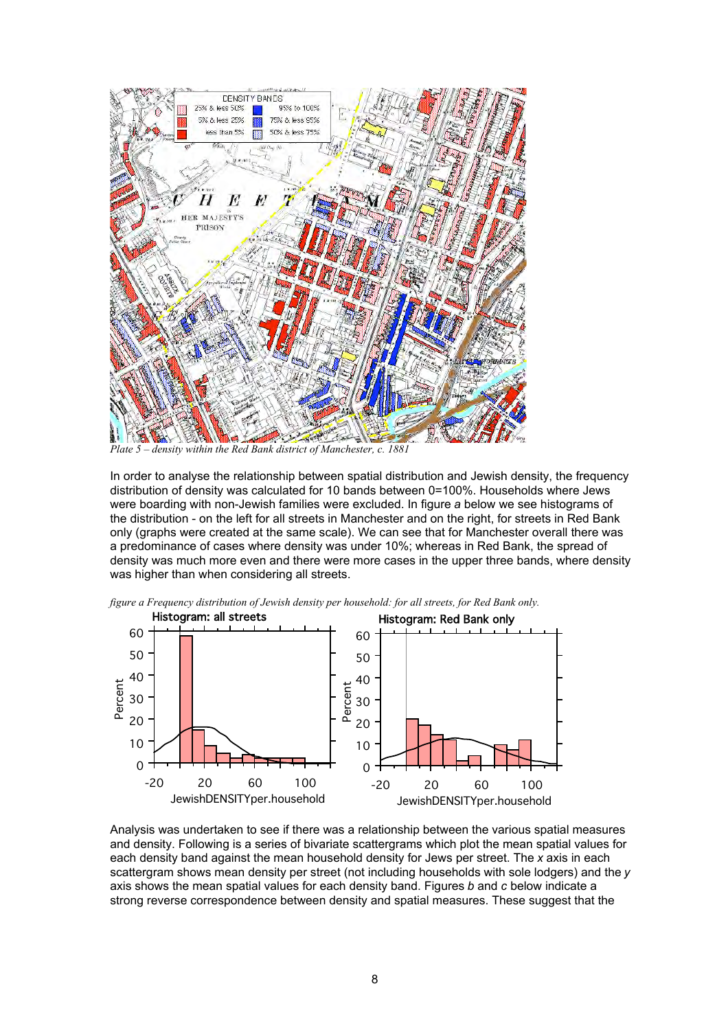DENSITY BANDS
25% & less 50%
5% & less 25%
less than 5%
95% to 100%
75% & less 95%
50% & less 75%

*Plate 5 – density within the Red Bank district of Manchester, c. 1881*

In order to analyse the relationship between spatial distribution and Jewish density, the frequency distribution of density was calculated for 10 bands between 0=100%. Households where Jews were boarding with non-Jewish families were excluded. In figure *a* below we see histograms of the distribution - on the left for all streets in Manchester and on the right, for streets in Red Bank only (graphs were created at the same scale). We can see that for Manchester overall there was a predominance of cases where density was under 10%; whereas in Red Bank, the spread of density was much more even and there were more cases in the upper three bands, where density was higher than when considering all streets.

*figure a Frequency distribution of Jewish density per household: for all streets, for Red Bank only.*

Histogram: all streets

Percent

60
50
40
30
20
10
0

-20 20 60 100

JewishDENSITYper.household

Histogram: Red Bank only

Percent

60
50
40
30
20
10
0

-20 20 60 100

JewishDENSITYper.household

Analysis was undertaken to see if there was a relationship between the various spatial measures and density. Following is a series of bivariate scattergrams which plot the mean spatial values for each density band against the mean household density for Jews per street. The *x* axis in each scattergram shows mean density per street (not including households with sole lodgers) and the *y* axis shows the mean spatial values for each density band. Figures *b* and *c* below indicate a strong reverse correspondence between density and spatial measures. These suggest that the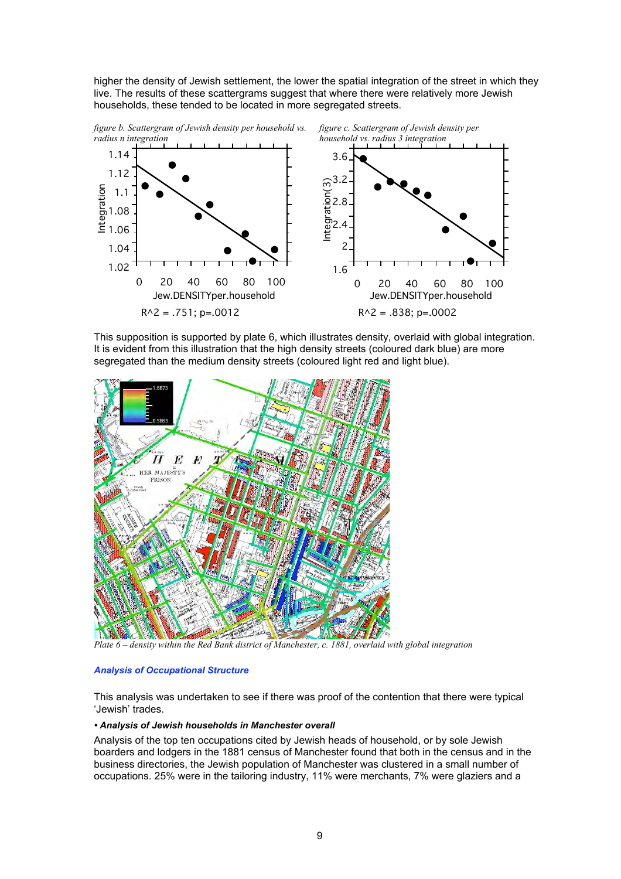higher the density of Jewish settlement, the lower the spatial integration of the street in which they live. The results of these scattergrams suggest that where there were relatively more Jewish households, these tended to be located in more segregated streets.

*figure b. Scattergram of Jewish density per household vs. radius n integration*

Integration
1.14
1.12
1.1
1.08
1.06
1.04
1.02
0 20 40 60 80 100
Jew.DENSITYper.household
R^2 = .751; p=.0012

*figure c. Scattergram of Jewish density per household vs. radius 3 integration*

Integration(3)
3.6
3.2
2.8
2.4
2
1.6
0 20 40 60 80 100
Jew.DENSITYper.household
R^2 = .838; p=.0002

This supposition is supported by plate 6, which illustrates density, overlaid with global integration. It is evident from this illustration that the high density streets (coloured dark blue) are more segregated than the medium density streets (coloured light red and light blue).

*Plate 6 – density within the Red Bank district of Manchester, c. 1881, overlaid with global integration*

### *Analysis of Occupational Structure*

This analysis was undertaken to see if there was proof of the contention that there were typical 'Jewish' trades.

**• *Analysis of Jewish households in Manchester overall***

Analysis of the top ten occupations cited by Jewish heads of household, or by sole Jewish boarders and lodgers in the 1881 census of Manchester found that both in the census and in the business directories, the Jewish population of Manchester was clustered in a small number of occupations. 25% were in the tailoring industry, 11% were merchants, 7% were glaziers and a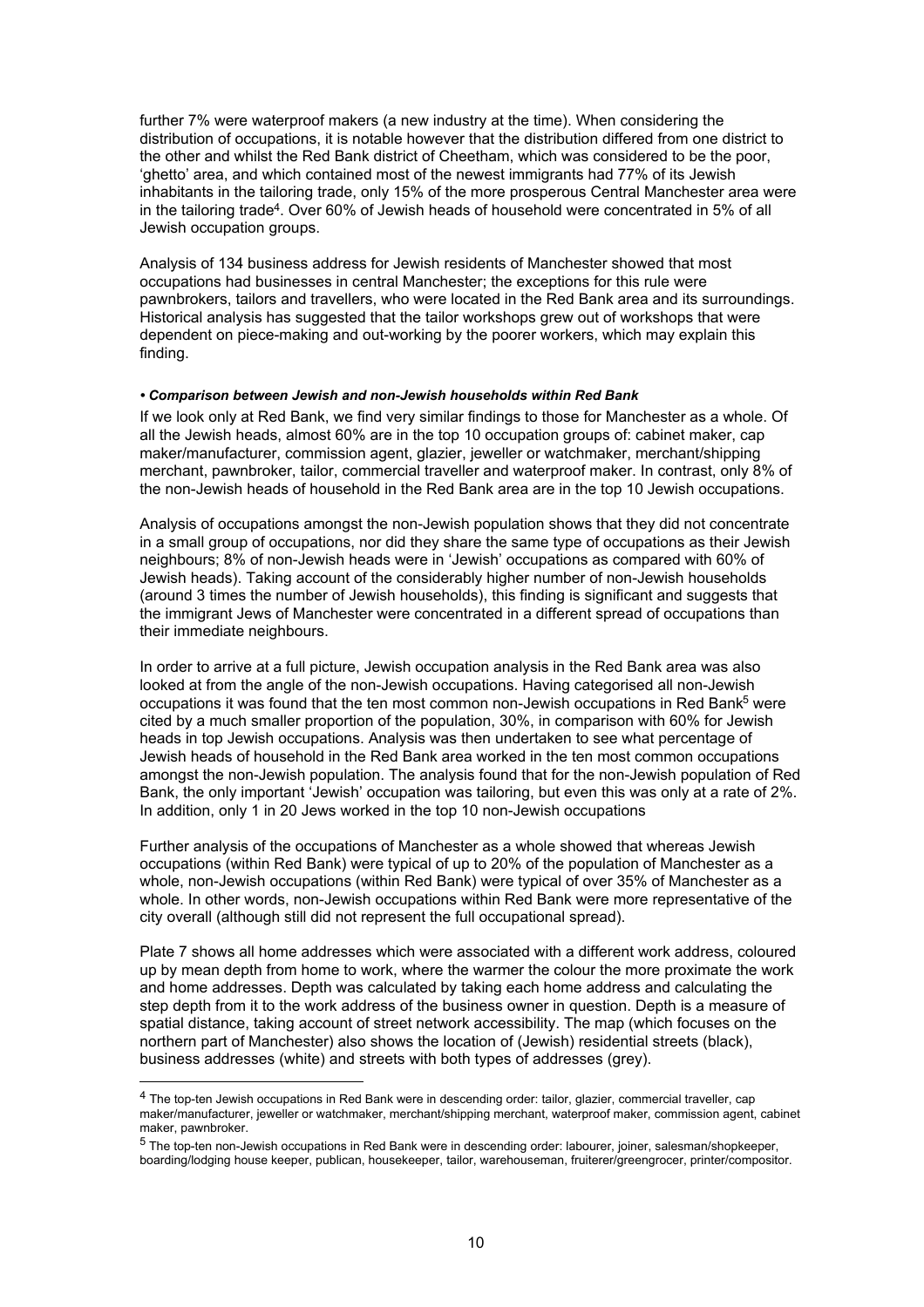further 7% were waterproof makers (a new industry at the time). When considering the distribution of occupations, it is notable however that the distribution differed from one district to the other and whilst the Red Bank district of Cheetham, which was considered to be the poor, 'ghetto' area, and which contained most of the newest immigrants had 77% of its Jewish inhabitants in the tailoring trade, only 15% of the more prosperous Central Manchester area were in the tailoring trade[4]. Over 60% of Jewish heads of household were concentrated in 5% of all Jewish occupation groups.

Analysis of 134 business address for Jewish residents of Manchester showed that most occupations had businesses in central Manchester; the exceptions for this rule were pawnbrokers, tailors and travellers, who were located in the Red Bank area and its surroundings. Historical analysis has suggested that the tailor workshops grew out of workshops that were dependent on piece-making and out-working by the poorer workers, which may explain this finding.

***• Comparison between Jewish and non-Jewish households within Red Bank***

If we look only at Red Bank, we find very similar findings to those for Manchester as a whole. Of all the Jewish heads, almost 60% are in the top 10 occupation groups of: cabinet maker, cap maker/manufacturer, commission agent, glazier, jeweller or watchmaker, merchant/shipping merchant, pawnbroker, tailor, commercial traveller and waterproof maker. In contrast, only 8% of the non-Jewish heads of household in the Red Bank area are in the top 10 Jewish occupations.

Analysis of occupations amongst the non-Jewish population shows that they did not concentrate in a small group of occupations, nor did they share the same type of occupations as their Jewish neighbours; 8% of non-Jewish heads were in 'Jewish' occupations as compared with 60% of Jewish heads). Taking account of the considerably higher number of non-Jewish households (around 3 times the number of Jewish households), this finding is significant and suggests that the immigrant Jews of Manchester were concentrated in a different spread of occupations than their immediate neighbours.

In order to arrive at a full picture, Jewish occupation analysis in the Red Bank area was also looked at from the angle of the non-Jewish occupations. Having categorised all non-Jewish occupations it was found that the ten most common non-Jewish occupations in Red Bank[5] were cited by a much smaller proportion of the population, 30%, in comparison with 60% for Jewish heads in top Jewish occupations. Analysis was then undertaken to see what percentage of Jewish heads of household in the Red Bank area worked in the ten most common occupations amongst the non-Jewish population. The analysis found that for the non-Jewish population of Red Bank, the only important 'Jewish' occupation was tailoring, but even this was only at a rate of 2%. In addition, only 1 in 20 Jews worked in the top 10 non-Jewish occupations

Further analysis of the occupations of Manchester as a whole showed that whereas Jewish occupations (within Red Bank) were typical of up to 20% of the population of Manchester as a whole, non-Jewish occupations (within Red Bank) were typical of over 35% of Manchester as a whole. In other words, non-Jewish occupations within Red Bank were more representative of the city overall (although still did not represent the full occupational spread).

Plate 7 shows all home addresses which were associated with a different work address, coloured up by mean depth from home to work, where the warmer the colour the more proximate the work and home addresses. Depth was calculated by taking each home address and calculating the step depth from it to the work address of the business owner in question. Depth is a measure of spatial distance, taking account of street network accessibility. The map (which focuses on the northern part of Manchester) also shows the location of (Jewish) residential streets (black), business addresses (white) and streets with both types of addresses (grey).

---

[4] The top-ten Jewish occupations in Red Bank were in descending order: tailor, glazier, commercial traveller, cap maker/manufacturer, jeweller or watchmaker, merchant/shipping merchant, waterproof maker, commission agent, cabinet maker, pawnbroker.

[5] The top-ten non-Jewish occupations in Red Bank were in descending order: labourer, joiner, salesman/shopkeeper, boarding/lodging house keeper, publican, housekeeper, tailor, warehouseman, fruiterer/greengrocer, printer/compositor.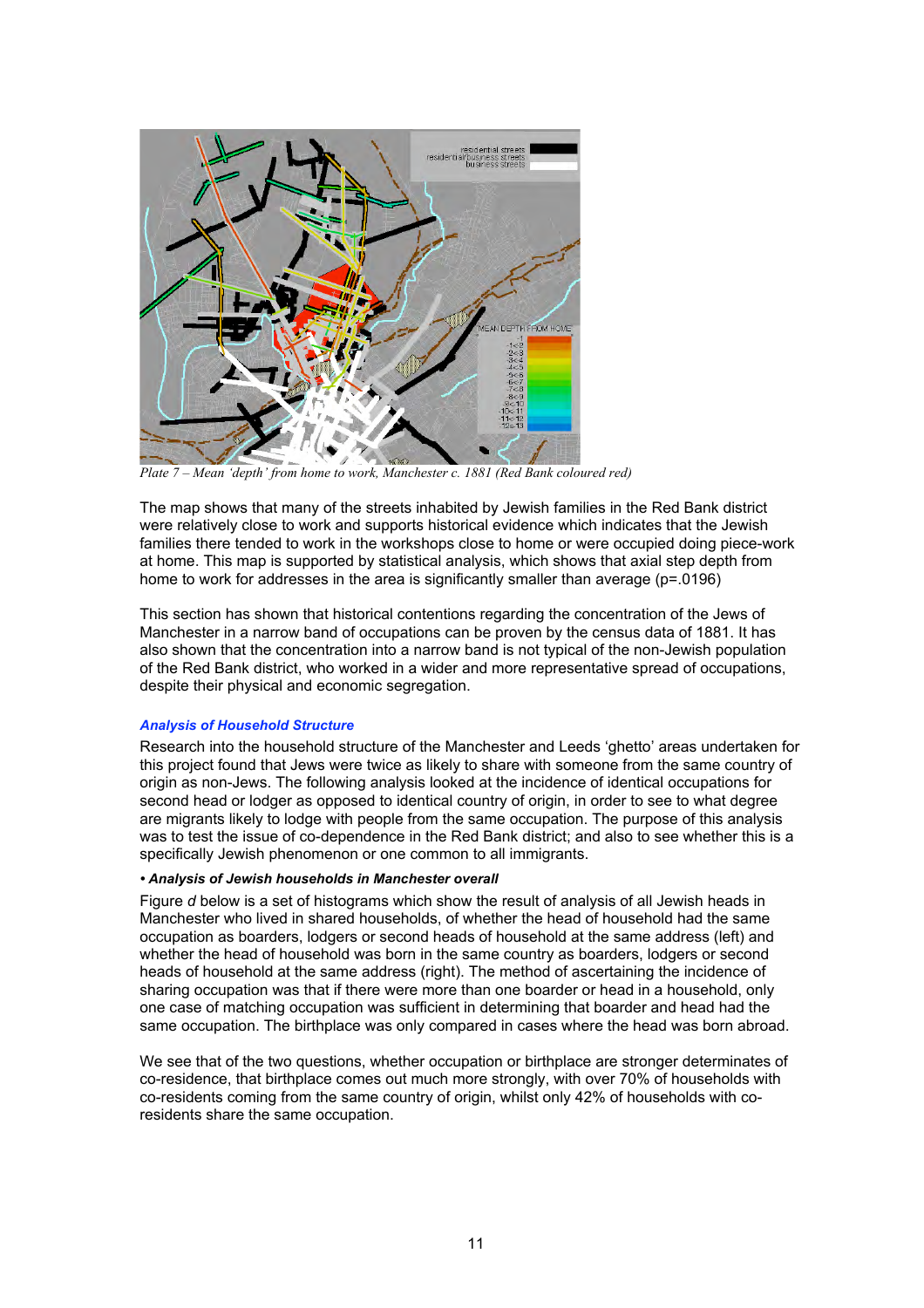residential streets
residential/business streets
business streets

MEAN DEPTH FROM HOME
-1
-1<2
-2<3
-3<4
-4<5
-5<6
-6<7
-7<8
-8<9
-9<10
-10<11
-11<12
-12<13

*Plate 7 – Mean 'depth' from home to work, Manchester c. 1881 (Red Bank coloured red)*

The map shows that many of the streets inhabited by Jewish families in the Red Bank district were relatively close to work and supports historical evidence which indicates that the Jewish families there tended to work in the workshops close to home or were occupied doing piece-work at home. This map is supported by statistical analysis, which shows that axial step depth from home to work for addresses in the area is significantly smaller than average ($p=.0196$)

This section has shown that historical contentions regarding the concentration of the Jews of Manchester in a narrow band of occupations can be proven by the census data of 1881. It has also shown that the concentration into a narrow band is not typical of the non-Jewish population of the Red Bank district, who worked in a wider and more representative spread of occupations, despite their physical and economic segregation.

### Analysis of Household Structure

Research into the household structure of the Manchester and Leeds 'ghetto' areas undertaken for this project found that Jews were twice as likely to share with someone from the same country of origin as non-Jews. The following analysis looked at the incidence of identical occupations for second head or lodger as opposed to identical country of origin, in order to see to what degree are migrants likely to lodge with people from the same occupation. The purpose of this analysis was to test the issue of co-dependence in the Red Bank district; and also to see whether this is a specifically Jewish phenomenon or one common to all immigrants.

**• *Analysis of Jewish households in Manchester overall***

Figure *d* below is a set of histograms which show the result of analysis of all Jewish heads in Manchester who lived in shared households, of whether the head of household had the same occupation as boarders, lodgers or second heads of household at the same address (left) and whether the head of household was born in the same country as boarders, lodgers or second heads of household at the same address (right). The method of ascertaining the incidence of sharing occupation was that if there were more than one boarder or head in a household, only one case of matching occupation was sufficient in determining that boarder and head had the same occupation. The birthplace was only compared in cases where the head was born abroad.

We see that of the two questions, whether occupation or birthplace are stronger determinates of co-residence, that birthplace comes out much more strongly, with over 70% of households with co-residents coming from the same country of origin, whilst only 42% of households with co-residents share the same occupation.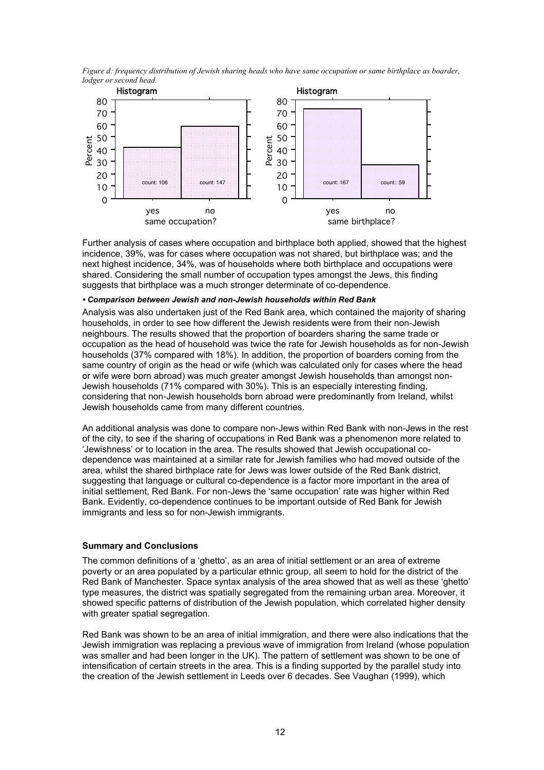*Figure d: frequency distribution of Jewish sharing heads who have same occupation or same birthplace as boarder, lodger or second head.*

Further analysis of cases where occupation and birthplace both applied, showed that the highest incidence, 39%, was for cases where occupation was not shared, but birthplace was; and the next highest incidence, 34%, was of households where both birthplace and occupations were shared. Considering the small number of occupation types amongst the Jews, this finding suggests that birthplace was a much stronger determinate of co-dependence.

***• Comparison between Jewish and non-Jewish households within Red Bank***

Analysis was also undertaken just of the Red Bank area, which contained the majority of sharing households, in order to see how different the Jewish residents were from their non-Jewish neighbours. The results showed that the proportion of boarders sharing the same trade or occupation as the head of household was twice the rate for Jewish households as for non-Jewish households (37% compared with 18%). In addition, the proportion of boarders coming from the same country of origin as the head or wife (which was calculated only for cases where the head or wife were born abroad) was much greater amongst Jewish households than amongst non-Jewish households (71% compared with 30%). This is an especially interesting finding, considering that non-Jewish households born abroad were predominantly from Ireland, whilst Jewish households came from many different countries.

An additional analysis was done to compare non-Jews within Red Bank with non-Jews in the rest of the city, to see if the sharing of occupations in Red Bank was a phenomenon more related to 'Jewishness' or to location in the area. The results showed that Jewish occupational co-dependence was maintained at a similar rate for Jewish families who had moved outside of the area, whilst the shared birthplace rate for Jews was lower outside of the Red Bank district, suggesting that language or cultural co-dependence is a factor more important in the area of initial settlement, Red Bank. For non-Jews the 'same occupation' rate was higher within Red Bank. Evidently, co-dependence continues to be important outside of Red Bank for Jewish immigrants and less so for non-Jewish immigrants.

### Summary and Conclusions

The common definitions of a 'ghetto', as an area of initial settlement or an area of extreme poverty or an area populated by a particular ethnic group, all seem to hold for the district of the Red Bank of Manchester. Space syntax analysis of the area showed that as well as these 'ghetto' type measures, the district was spatially segregated from the remaining urban area. Moreover, it showed specific patterns of distribution of the Jewish population, which correlated higher density with greater spatial segregation.

Red Bank was shown to be an area of initial immigration, and there were also indications that the Jewish immigration was replacing a previous wave of immigration from Ireland (whose population was smaller and had been longer in the UK). The pattern of settlement was shown to be one of intensification of certain streets in the area. This is a finding supported by the parallel study into the creation of the Jewish settlement in Leeds over 6 decades. See Vaughan (1999), which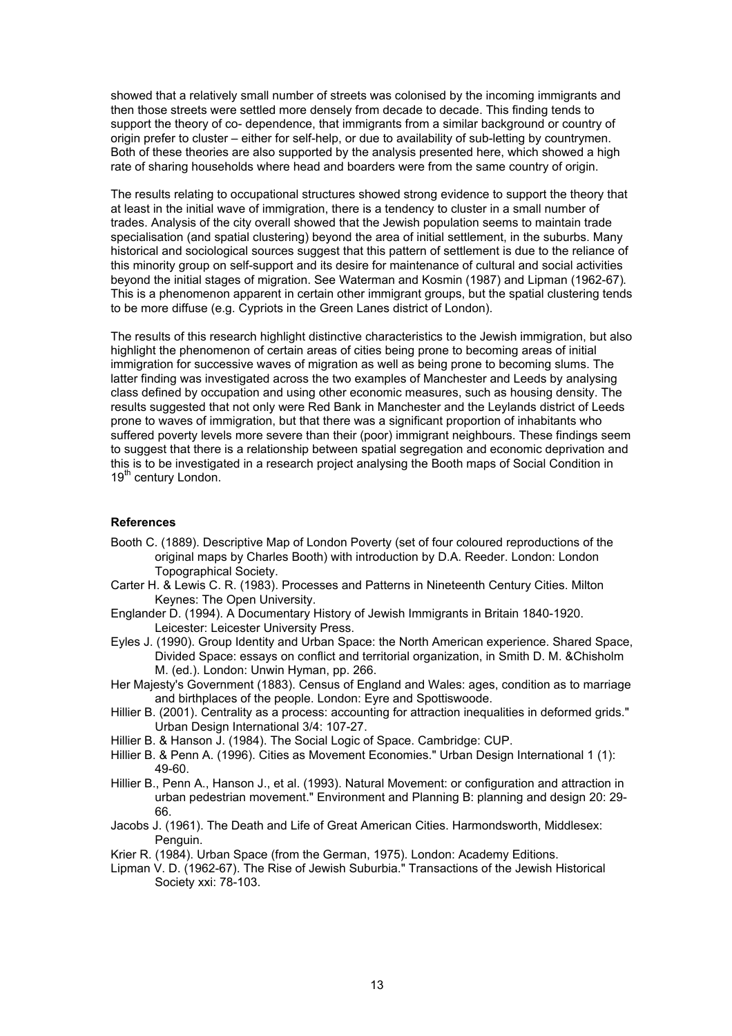showed that a relatively small number of streets was colonised by the incoming immigrants and then those streets were settled more densely from decade to decade. This finding tends to support the theory of co- dependence, that immigrants from a similar background or country of origin prefer to cluster – either for self-help, or due to availability of sub-letting by countrymen. Both of these theories are also supported by the analysis presented here, which showed a high rate of sharing households where head and boarders were from the same country of origin.

The results relating to occupational structures showed strong evidence to support the theory that at least in the initial wave of immigration, there is a tendency to cluster in a small number of trades. Analysis of the city overall showed that the Jewish population seems to maintain trade specialisation (and spatial clustering) beyond the area of initial settlement, in the suburbs. Many historical and sociological sources suggest that this pattern of settlement is due to the reliance of this minority group on self-support and its desire for maintenance of cultural and social activities beyond the initial stages of migration. See Waterman and Kosmin (1987) and Lipman (1962-67). This is a phenomenon apparent in certain other immigrant groups, but the spatial clustering tends to be more diffuse (e.g. Cypriots in the Green Lanes district of London).

The results of this research highlight distinctive characteristics to the Jewish immigration, but also highlight the phenomenon of certain areas of cities being prone to becoming areas of initial immigration for successive waves of migration as well as being prone to becoming slums. The latter finding was investigated across the two examples of Manchester and Leeds by analysing class defined by occupation and using other economic measures, such as housing density. The results suggested that not only were Red Bank in Manchester and the Leylands district of Leeds prone to waves of immigration, but that there was a significant proportion of inhabitants who suffered poverty levels more severe than their (poor) immigrant neighbours. These findings seem to suggest that there is a relationship between spatial segregation and economic deprivation and this is to be investigated in a research project analysing the Booth maps of Social Condition in 19th century London.

### References

Booth C. (1889). Descriptive Map of London Poverty (set of four coloured reproductions of the original maps by Charles Booth) with introduction by D.A. Reeder. London: London Topographical Society.

Carter H. & Lewis C. R. (1983). Processes and Patterns in Nineteenth Century Cities. Milton Keynes: The Open University.

Englander D. (1994). A Documentary History of Jewish Immigrants in Britain 1840-1920. Leicester: Leicester University Press.

Eyles J. (1990). Group Identity and Urban Space: the North American experience. Shared Space, Divided Space: essays on conflict and territorial organization, in Smith D. M. &Chisholm M. (ed.). London: Unwin Hyman, pp. 266.

Her Majesty's Government (1883). Census of England and Wales: ages, condition as to marriage and birthplaces of the people. London: Eyre and Spottiswoode.

Hillier B. (2001). Centrality as a process: accounting for attraction inequalities in deformed grids." Urban Design International 3/4: 107-27.

Hillier B. & Hanson J. (1984). The Social Logic of Space. Cambridge: CUP.

Hillier B. & Penn A. (1996). Cities as Movement Economies." Urban Design International 1 (1): 49-60.

Hillier B., Penn A., Hanson J., et al. (1993). Natural Movement: or configuration and attraction in urban pedestrian movement." Environment and Planning B: planning and design 20: 29-66.

Jacobs J. (1961). The Death and Life of Great American Cities. Harmondsworth, Middlesex: Penguin.

Krier R. (1984). Urban Space (from the German, 1975). London: Academy Editions.

Lipman V. D. (1962-67). The Rise of Jewish Suburbia." Transactions of the Jewish Historical Society xxi: 78-103.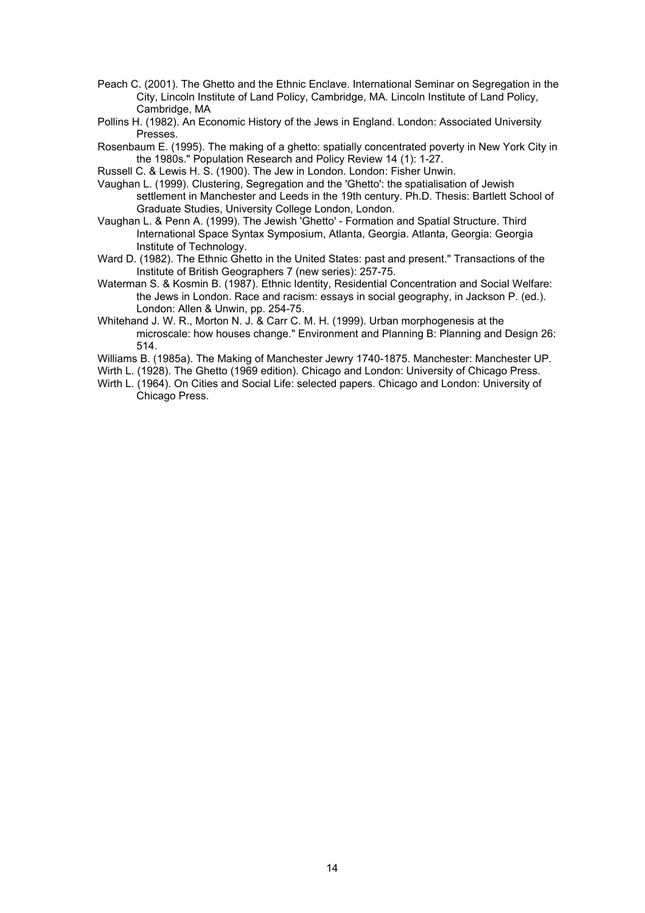Peach C. (2001). The Ghetto and the Ethnic Enclave. International Seminar on Segregation in the City, Lincoln Institute of Land Policy, Cambridge, MA. Lincoln Institute of Land Policy, Cambridge, MA

Pollins H. (1982). An Economic History of the Jews in England. London: Associated University Presses.

Rosenbaum E. (1995). The making of a ghetto: spatially concentrated poverty in New York City in the 1980s." Population Research and Policy Review 14 (1): 1-27.

Russell C. & Lewis H. S. (1900). The Jew in London. London: Fisher Unwin.

Vaughan L. (1999). Clustering, Segregation and the 'Ghetto': the spatialisation of Jewish settlement in Manchester and Leeds in the 19th century. Ph.D. Thesis: Bartlett School of Graduate Studies, University College London, London.

Vaughan L. & Penn A. (1999). The Jewish 'Ghetto' - Formation and Spatial Structure. Third International Space Syntax Symposium, Atlanta, Georgia. Atlanta, Georgia: Georgia Institute of Technology.

Ward D. (1982). The Ethnic Ghetto in the United States: past and present." Transactions of the Institute of British Geographers 7 (new series): 257-75.

Waterman S. & Kosmin B. (1987). Ethnic Identity, Residential Concentration and Social Welfare: the Jews in London. Race and racism: essays in social geography, in Jackson P. (ed.). London: Allen & Unwin, pp. 254-75.

Whitehand J. W. R., Morton N. J. & Carr C. M. H. (1999). Urban morphogenesis at the microscale: how houses change." Environment and Planning B: Planning and Design 26: 514.

Williams B. (1985a). The Making of Manchester Jewry 1740-1875. Manchester: Manchester UP.

Wirth L. (1928). The Ghetto (1969 edition). Chicago and London: University of Chicago Press.

Wirth L. (1964). On Cities and Social Life: selected papers. Chicago and London: University of Chicago Press.